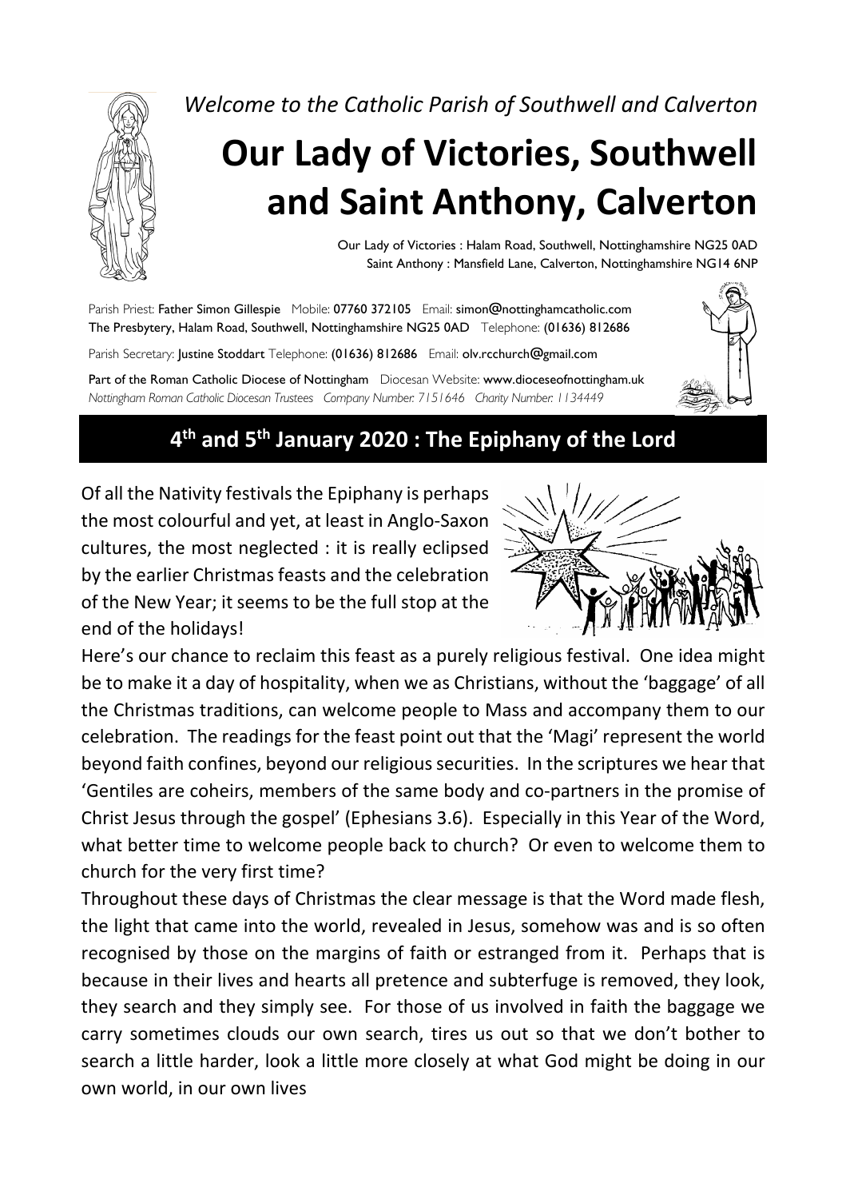*Welcome to the Catholic Parish of Southwell and Calverton*

# Our Lady of Victories, Southwell and Saint Anthony, Calverton

Our Lady of Victories : Halam Road, Southwell, Nottinghamshire NG25 0AD
Saint Anthony : Mansfield Lane, Calverton, Nottinghamshire NG14 6NP

Parish Priest: **Father Simon Gillespie** Mobile: **07760 372105** Email: **simon@nottinghamcatholic.com**
**The Presbytery, Halam Road, Southwell, Nottinghamshire NG25 0AD** Telephone: **(01636) 812686**

Parish Secretary: **Justine Stoddart** Telephone: **(01636) 812686** Email: **olv.rcchurch@gmail.com**

**Part of the Roman Catholic Diocese of Nottingham** Diocesan Website: **www.dioceseofnottingham.uk**
*Nottingham Roman Catholic Diocesan Trustees Company Number: 7151646 Charity Number: 1134449*

## 4th and 5th January 2020 : The Epiphany of the Lord

Of all the Nativity festivals the Epiphany is perhaps the most colourful and yet, at least in Anglo-Saxon cultures, the most neglected : it is really eclipsed by the earlier Christmas feasts and the celebration of the New Year; it seems to be the full stop at the end of the holidays!

Here's our chance to reclaim this feast as a purely religious festival. One idea might be to make it a day of hospitality, when we as Christians, without the 'baggage' of all the Christmas traditions, can welcome people to Mass and accompany them to our celebration. The readings for the feast point out that the 'Magi' represent the world beyond faith confines, beyond our religious securities. In the scriptures we hear that 'Gentiles are coheirs, members of the same body and co-partners in the promise of Christ Jesus through the gospel' (Ephesians 3.6). Especially in this Year of the Word, what better time to welcome people back to church? Or even to welcome them to church for the very first time?

Throughout these days of Christmas the clear message is that the Word made flesh, the light that came into the world, revealed in Jesus, somehow was and is so often recognised by those on the margins of faith or estranged from it. Perhaps that is because in their lives and hearts all pretence and subterfuge is removed, they look, they search and they simply see. For those of us involved in faith the baggage we carry sometimes clouds our own search, tires us out so that we don't bother to search a little harder, look a little more closely at what God might be doing in our own world, in our own lives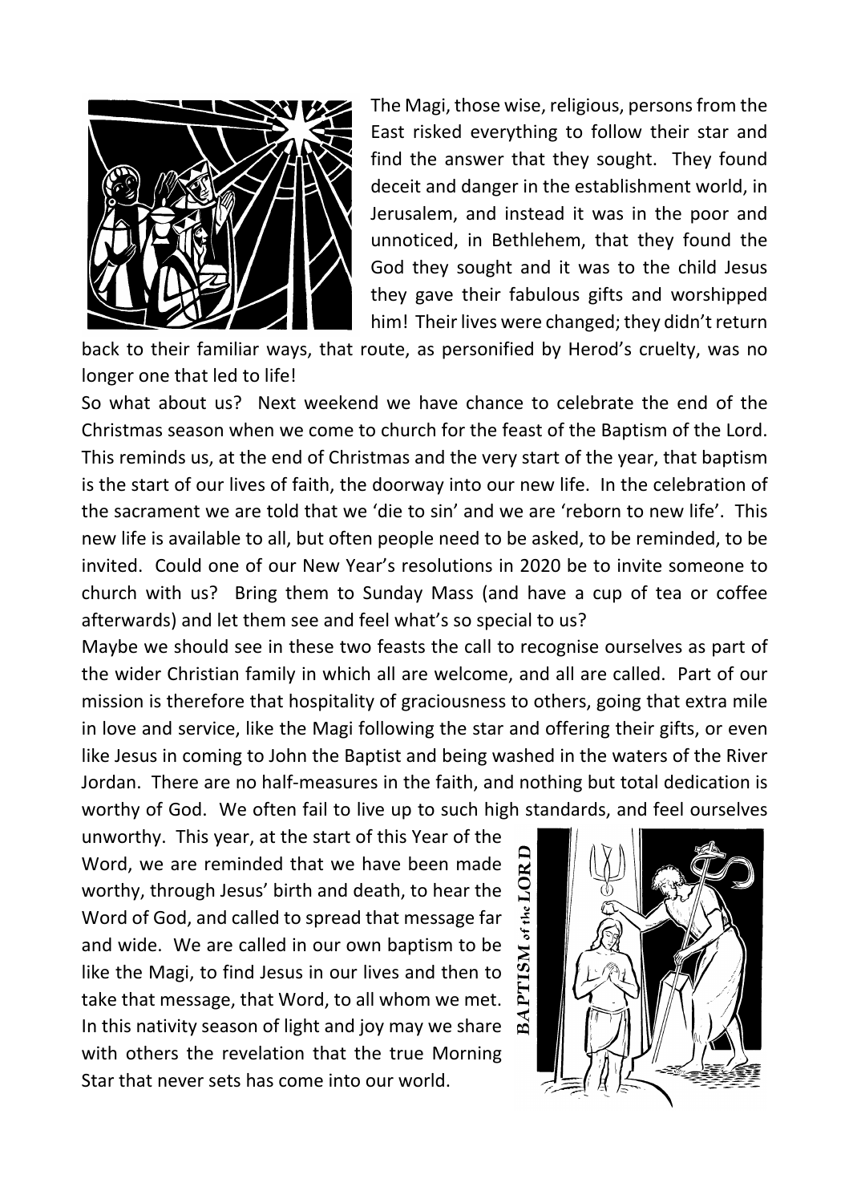The Magi, those wise, religious, persons from the East risked everything to follow their star and find the answer that they sought. They found deceit and danger in the establishment world, in Jerusalem, and instead it was in the poor and unnoticed, in Bethlehem, that they found the God they sought and it was to the child Jesus they gave their fabulous gifts and worshipped him! Their lives were changed; they didn't return back to their familiar ways, that route, as personified by Herod's cruelty, was no longer one that led to life!

So what about us? Next weekend we have chance to celebrate the end of the Christmas season when we come to church for the feast of the Baptism of the Lord. This reminds us, at the end of Christmas and the very start of the year, that baptism is the start of our lives of faith, the doorway into our new life. In the celebration of the sacrament we are told that we 'die to sin' and we are 'reborn to new life'. This new life is available to all, but often people need to be asked, to be reminded, to be invited. Could one of our New Year's resolutions in 2020 be to invite someone to church with us? Bring them to Sunday Mass (and have a cup of tea or coffee afterwards) and let them see and feel what's so special to us?

Maybe we should see in these two feasts the call to recognise ourselves as part of the wider Christian family in which all are welcome, and all are called. Part of our mission is therefore that hospitality of graciousness to others, going that extra mile in love and service, like the Magi following the star and offering their gifts, or even like Jesus in coming to John the Baptist and being washed in the waters of the River Jordan. There are no half-measures in the faith, and nothing but total dedication is worthy of God. We often fail to live up to such high standards, and feel ourselves unworthy. This year, at the start of this Year of the Word, we are reminded that we have been made worthy, through Jesus' birth and death, to hear the Word of God, and called to spread that message far and wide. We are called in our own baptism to be like the Magi, to find Jesus in our lives and then to take that message, that Word, to all whom we met. In this nativity season of light and joy may we share with others the revelation that the true Morning Star that never sets has come into our world.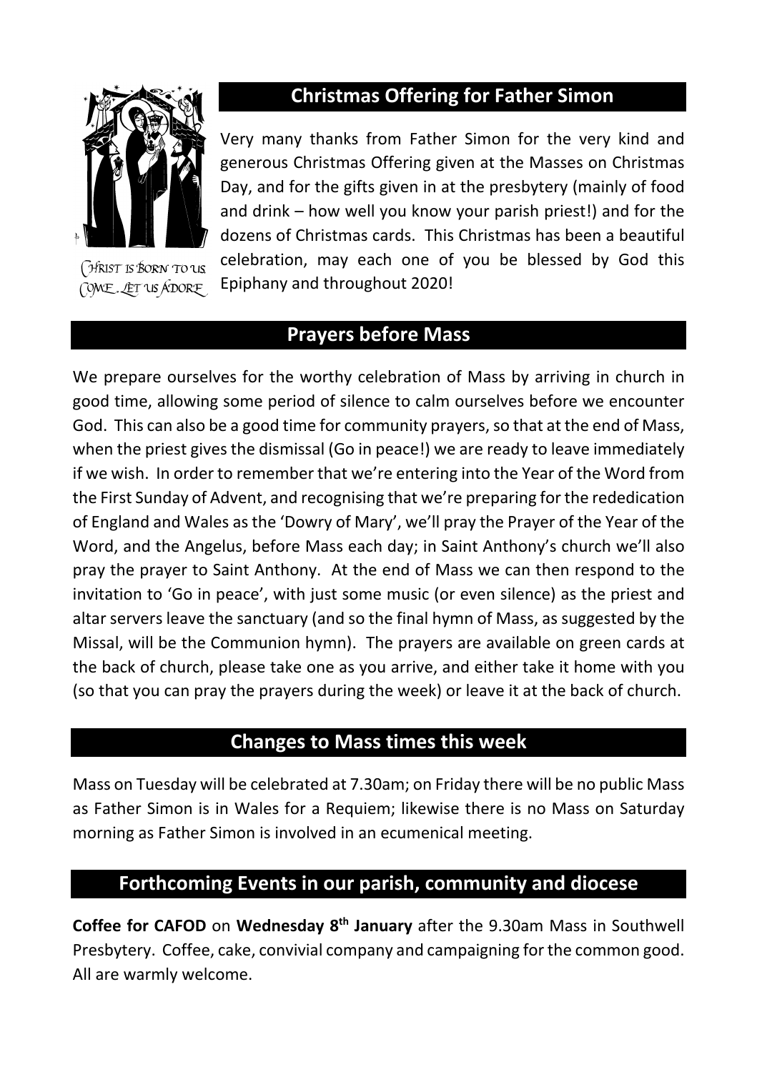Christ is Born to us. Come. Let us Adore.

## Christmas Offering for Father Simon

Very many thanks from Father Simon for the very kind and generous Christmas Offering given at the Masses on Christmas Day, and for the gifts given in at the presbytery (mainly of food and drink – how well you know your parish priest!) and for the dozens of Christmas cards. This Christmas has been a beautiful celebration, may each one of you be blessed by God this Epiphany and throughout 2020!

## Prayers before Mass

We prepare ourselves for the worthy celebration of Mass by arriving in church in good time, allowing some period of silence to calm ourselves before we encounter God. This can also be a good time for community prayers, so that at the end of Mass, when the priest gives the dismissal (Go in peace!) we are ready to leave immediately if we wish. In order to remember that we're entering into the Year of the Word from the First Sunday of Advent, and recognising that we're preparing for the rededication of England and Wales as the 'Dowry of Mary', we'll pray the Prayer of the Year of the Word, and the Angelus, before Mass each day; in Saint Anthony's church we'll also pray the prayer to Saint Anthony. At the end of Mass we can then respond to the invitation to 'Go in peace', with just some music (or even silence) as the priest and altar servers leave the sanctuary (and so the final hymn of Mass, as suggested by the Missal, will be the Communion hymn). The prayers are available on green cards at the back of church, please take one as you arrive, and either take it home with you (so that you can pray the prayers during the week) or leave it at the back of church.

## Changes to Mass times this week

Mass on Tuesday will be celebrated at 7.30am; on Friday there will be no public Mass as Father Simon is in Wales for a Requiem; likewise there is no Mass on Saturday morning as Father Simon is involved in an ecumenical meeting.

## Forthcoming Events in our parish, community and diocese

**Coffee for CAFOD** on **Wednesday 8th January** after the 9.30am Mass in Southwell Presbytery. Coffee, cake, convivial company and campaigning for the common good. All are warmly welcome.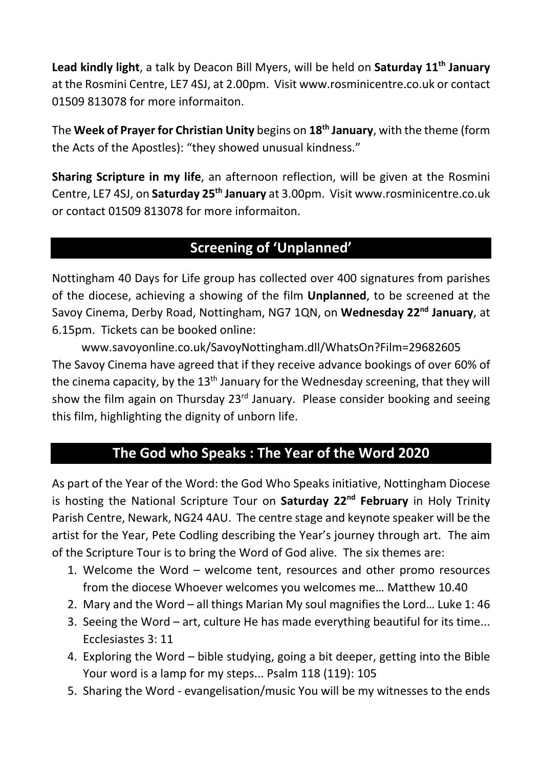**Lead kindly light**, a talk by Deacon Bill Myers, will be held on **Saturday 11th January** at the Rosmini Centre, LE7 4SJ, at 2.00pm. Visit www.rosminicentre.co.uk or contact 01509 813078 for more informaiton.

The **Week of Prayer for Christian Unity** begins on **18th January**, with the theme (form the Acts of the Apostles): "they showed unusual kindness."

**Sharing Scripture in my life**, an afternoon reflection, will be given at the Rosmini Centre, LE7 4SJ, on **Saturday 25th January** at 3.00pm. Visit www.rosminicentre.co.uk or contact 01509 813078 for more informaiton.

## Screening of 'Unplanned'

Nottingham 40 Days for Life group has collected over 400 signatures from parishes of the diocese, achieving a showing of the film **Unplanned**, to be screened at the Savoy Cinema, Derby Road, Nottingham, NG7 1QN, on **Wednesday 22nd January**, at 6.15pm. Tickets can be booked online:

www.savoyonline.co.uk/SavoyNottingham.dll/WhatsOn?Film=29682605

The Savoy Cinema have agreed that if they receive advance bookings of over 60% of the cinema capacity, by the 13th January for the Wednesday screening, that they will show the film again on Thursday 23rd January. Please consider booking and seeing this film, highlighting the dignity of unborn life.

## The God who Speaks : The Year of the Word 2020

As part of the Year of the Word: the God Who Speaks initiative, Nottingham Diocese is hosting the National Scripture Tour on **Saturday 22nd February** in Holy Trinity Parish Centre, Newark, NG24 4AU. The centre stage and keynote speaker will be the artist for the Year, Pete Codling describing the Year's journey through art. The aim of the Scripture Tour is to bring the Word of God alive. The six themes are:

1. Welcome the Word – welcome tent, resources and other promo resources from the diocese Whoever welcomes you welcomes me… Matthew 10.40
2. Mary and the Word – all things Marian My soul magnifies the Lord… Luke 1: 46
3. Seeing the Word – art, culture He has made everything beautiful for its time... Ecclesiastes 3: 11
4. Exploring the Word – bible studying, going a bit deeper, getting into the Bible Your word is a lamp for my steps... Psalm 118 (119): 105
5. Sharing the Word - evangelisation/music You will be my witnesses to the ends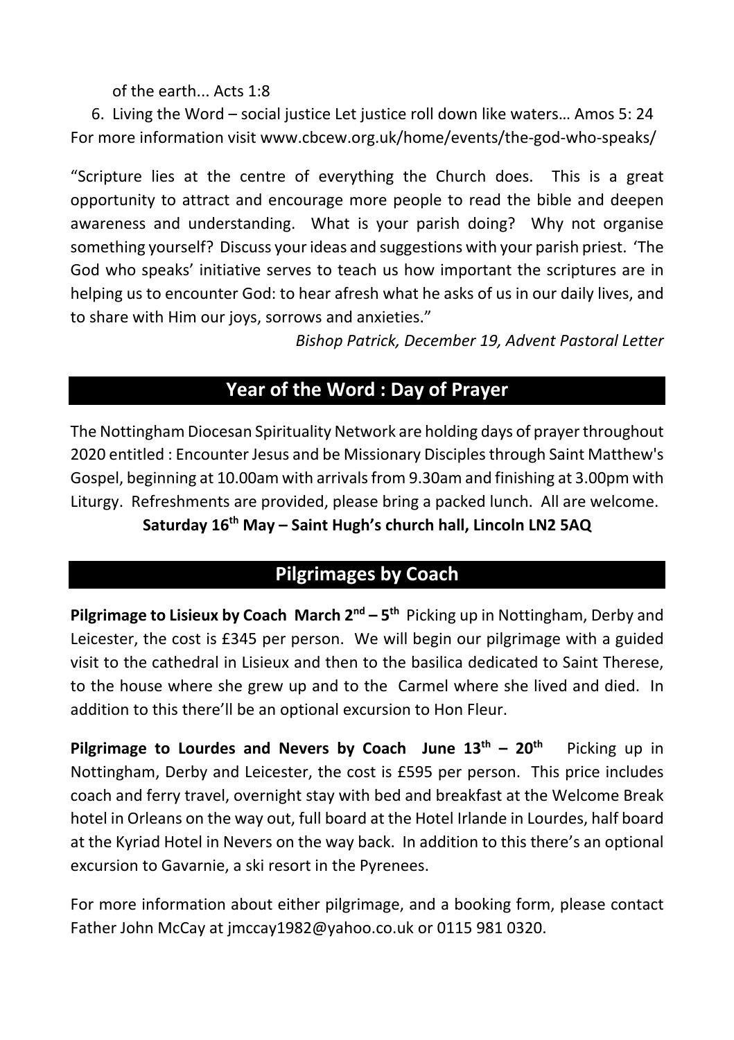of the earth... Acts 1:8

6. Living the Word – social justice Let justice roll down like waters… Amos 5: 24

For more information visit www.cbcew.org.uk/home/events/the-god-who-speaks/

"Scripture lies at the centre of everything the Church does. This is a great opportunity to attract and encourage more people to read the bible and deepen awareness and understanding. What is your parish doing? Why not organise something yourself? Discuss your ideas and suggestions with your parish priest. 'The God who speaks' initiative serves to teach us how important the scriptures are in helping us to encounter God: to hear afresh what he asks of us in our daily lives, and to share with Him our joys, sorrows and anxieties."

*Bishop Patrick, December 19, Advent Pastoral Letter*

## Year of the Word : Day of Prayer

The Nottingham Diocesan Spirituality Network are holding days of prayer throughout 2020 entitled : Encounter Jesus and be Missionary Disciples through Saint Matthew's Gospel, beginning at 10.00am with arrivals from 9.30am and finishing at 3.00pm with Liturgy. Refreshments are provided, please bring a packed lunch. All are welcome.

**Saturday 16th May – Saint Hugh's church hall, Lincoln LN2 5AQ**

## Pilgrimages by Coach

**Pilgrimage to Lisieux by Coach March 2nd – 5th** Picking up in Nottingham, Derby and Leicester, the cost is £345 per person. We will begin our pilgrimage with a guided visit to the cathedral in Lisieux and then to the basilica dedicated to Saint Therese, to the house where she grew up and to the Carmel where she lived and died. In addition to this there'll be an optional excursion to Hon Fleur.

**Pilgrimage to Lourdes and Nevers by Coach June 13th – 20th** Picking up in Nottingham, Derby and Leicester, the cost is £595 per person. This price includes coach and ferry travel, overnight stay with bed and breakfast at the Welcome Break hotel in Orleans on the way out, full board at the Hotel Irlande in Lourdes, half board at the Kyriad Hotel in Nevers on the way back. In addition to this there's an optional excursion to Gavarnie, a ski resort in the Pyrenees.

For more information about either pilgrimage, and a booking form, please contact Father John McCay at jmccay1982@yahoo.co.uk or 0115 981 0320.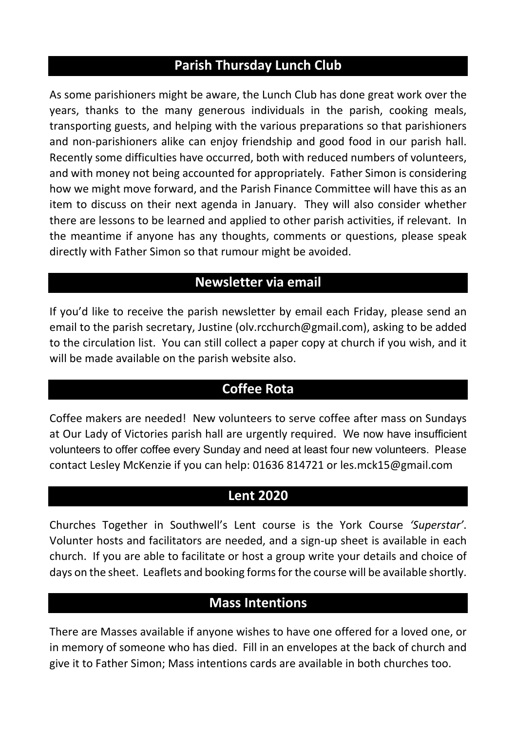## Parish Thursday Lunch Club

As some parishioners might be aware, the Lunch Club has done great work over the years, thanks to the many generous individuals in the parish, cooking meals, transporting guests, and helping with the various preparations so that parishioners and non-parishioners alike can enjoy friendship and good food in our parish hall. Recently some difficulties have occurred, both with reduced numbers of volunteers, and with money not being accounted for appropriately. Father Simon is considering how we might move forward, and the Parish Finance Committee will have this as an item to discuss on their next agenda in January. They will also consider whether there are lessons to be learned and applied to other parish activities, if relevant. In the meantime if anyone has any thoughts, comments or questions, please speak directly with Father Simon so that rumour might be avoided.

## Newsletter via email

If you'd like to receive the parish newsletter by email each Friday, please send an email to the parish secretary, Justine (olv.rcchurch@gmail.com), asking to be added to the circulation list. You can still collect a paper copy at church if you wish, and it will be made available on the parish website also.

## Coffee Rota

Coffee makers are needed! New volunteers to serve coffee after mass on Sundays at Our Lady of Victories parish hall are urgently required. We now have insufficient volunteers to offer coffee every Sunday and need at least four new volunteers. Please contact Lesley McKenzie if you can help: 01636 814721 or les.mck15@gmail.com

## Lent 2020

Churches Together in Southwell's Lent course is the York Course *'Superstar'*. Volunter hosts and facilitators are needed, and a sign-up sheet is available in each church. If you are able to facilitate or host a group write your details and choice of days on the sheet. Leaflets and booking forms for the course will be available shortly.

## Mass Intentions

There are Masses available if anyone wishes to have one offered for a loved one, or in memory of someone who has died. Fill in an envelopes at the back of church and give it to Father Simon; Mass intentions cards are available in both churches too.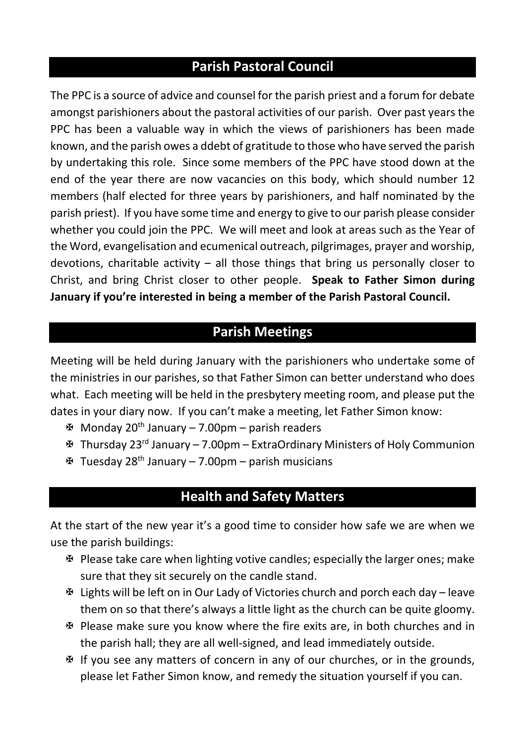## Parish Pastoral Council

The PPC is a source of advice and counsel for the parish priest and a forum for debate amongst parishioners about the pastoral activities of our parish. Over past years the PPC has been a valuable way in which the views of parishioners has been made known, and the parish owes a ddebt of gratitude to those who have served the parish by undertaking this role. Since some members of the PPC have stood down at the end of the year there are now vacancies on this body, which should number 12 members (half elected for three years by parishioners, and half nominated by the parish priest). If you have some time and energy to give to our parish please consider whether you could join the PPC. We will meet and look at areas such as the Year of the Word, evangelisation and ecumenical outreach, pilgrimages, prayer and worship, devotions, charitable activity – all those things that bring us personally closer to Christ, and bring Christ closer to other people. **Speak to Father Simon during January if you're interested in being a member of the Parish Pastoral Council.**

## Parish Meetings

Meeting will be held during January with the parishioners who undertake some of the ministries in our parishes, so that Father Simon can better understand who does what. Each meeting will be held in the presbytery meeting room, and please put the dates in your diary now. If you can't make a meeting, let Father Simon know:

- Monday 20th January – 7.00pm – parish readers
- Thursday 23rd January – 7.00pm – ExtraOrdinary Ministers of Holy Communion
- Tuesday 28th January – 7.00pm – parish musicians

## Health and Safety Matters

At the start of the new year it's a good time to consider how safe we are when we use the parish buildings:

- Please take care when lighting votive candles; especially the larger ones; make sure that they sit securely on the candle stand.
- Lights will be left on in Our Lady of Victories church and porch each day – leave them on so that there's always a little light as the church can be quite gloomy.
- Please make sure you know where the fire exits are, in both churches and in the parish hall; they are all well-signed, and lead immediately outside.
- If you see any matters of concern in any of our churches, or in the grounds, please let Father Simon know, and remedy the situation yourself if you can.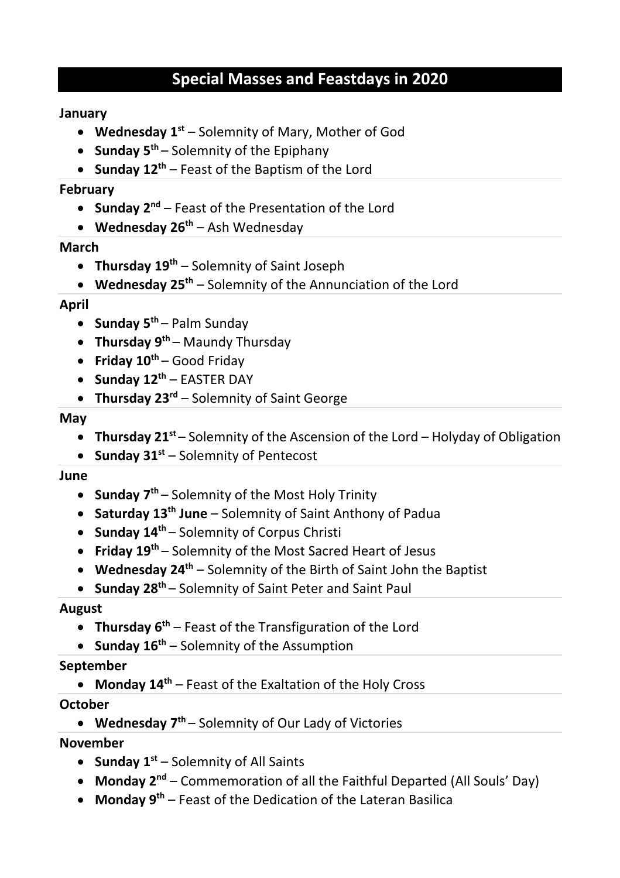## Special Masses and Feastdays in 2020

**January**

- **Wednesday 1st** – Solemnity of Mary, Mother of God
- **Sunday 5th** – Solemnity of the Epiphany
- **Sunday 12th** – Feast of the Baptism of the Lord

**February**

- **Sunday 2nd** – Feast of the Presentation of the Lord
- **Wednesday 26th** – Ash Wednesday

**March**

- **Thursday 19th** – Solemnity of Saint Joseph
- **Wednesday 25th** – Solemnity of the Annunciation of the Lord

**April**

- **Sunday 5th** – Palm Sunday
- **Thursday 9th** – Maundy Thursday
- **Friday 10th** – Good Friday
- **Sunday 12th** – EASTER DAY
- **Thursday 23rd** – Solemnity of Saint George

**May**

- **Thursday 21st** – Solemnity of the Ascension of the Lord – Holyday of Obligation
- **Sunday 31st** – Solemnity of Pentecost

**June**

- **Sunday 7th** – Solemnity of the Most Holy Trinity
- **Saturday 13th June** – Solemnity of Saint Anthony of Padua
- **Sunday 14th** – Solemnity of Corpus Christi
- **Friday 19th** – Solemnity of the Most Sacred Heart of Jesus
- **Wednesday 24th** – Solemnity of the Birth of Saint John the Baptist
- **Sunday 28th** – Solemnity of Saint Peter and Saint Paul

**August**

- **Thursday 6th** – Feast of the Transfiguration of the Lord
- **Sunday 16th** – Solemnity of the Assumption

**September**

- **Monday 14th** – Feast of the Exaltation of the Holy Cross

**October**

- **Wednesday 7th** – Solemnity of Our Lady of Victories

**November**

- **Sunday 1st** – Solemnity of All Saints
- **Monday 2nd** – Commemoration of all the Faithful Departed (All Souls' Day)
- **Monday 9th** – Feast of the Dedication of the Lateran Basilica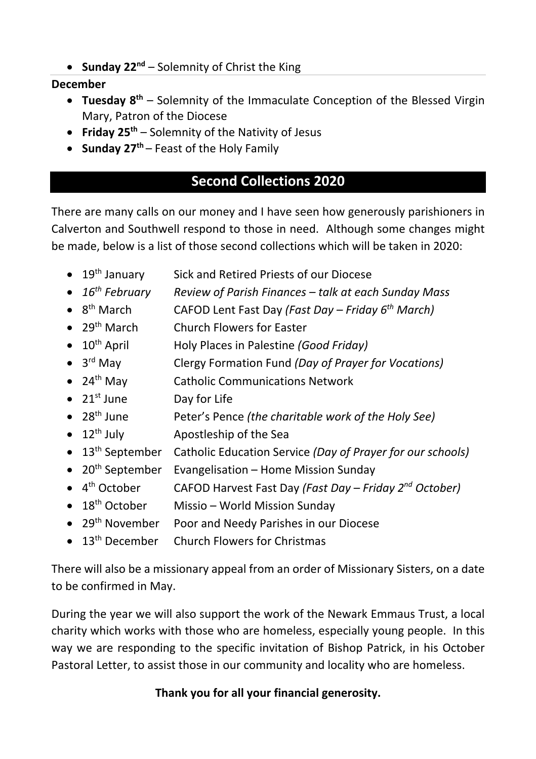- **Sunday 22nd** – Solemnity of Christ the King

**December**

- **Tuesday 8th** – Solemnity of the Immaculate Conception of the Blessed Virgin Mary, Patron of the Diocese
- **Friday 25th** – Solemnity of the Nativity of Jesus
- **Sunday 27th** – Feast of the Holy Family

## Second Collections 2020

There are many calls on our money and I have seen how generously parishioners in Calverton and Southwell respond to those in need. Although some changes might be made, below is a list of those second collections which will be taken in 2020:

- 19th January Sick and Retired Priests of our Diocese
- *16th February Review of Parish Finances – talk at each Sunday Mass*
- 8th March CAFOD Lent Fast Day *(Fast Day – Friday 6th March)*
- 29th March Church Flowers for Easter
- 10th April Holy Places in Palestine *(Good Friday)*
- 3rd May Clergy Formation Fund *(Day of Prayer for Vocations)*
- 24th May Catholic Communications Network
- 21st June Day for Life
- 28th June Peter's Pence *(the charitable work of the Holy See)*
- 12th July Apostleship of the Sea
- 13th September Catholic Education Service *(Day of Prayer for our schools)*
- 20th September Evangelisation – Home Mission Sunday
- 4th October CAFOD Harvest Fast Day *(Fast Day – Friday 2nd October)*
- 18th October Missio – World Mission Sunday
- 29th November Poor and Needy Parishes in our Diocese
- 13th December Church Flowers for Christmas

There will also be a missionary appeal from an order of Missionary Sisters, on a date to be confirmed in May.

During the year we will also support the work of the Newark Emmaus Trust, a local charity which works with those who are homeless, especially young people. In this way we are responding to the specific invitation of Bishop Patrick, in his October Pastoral Letter, to assist those in our community and locality who are homeless.

**Thank you for all your financial generosity.**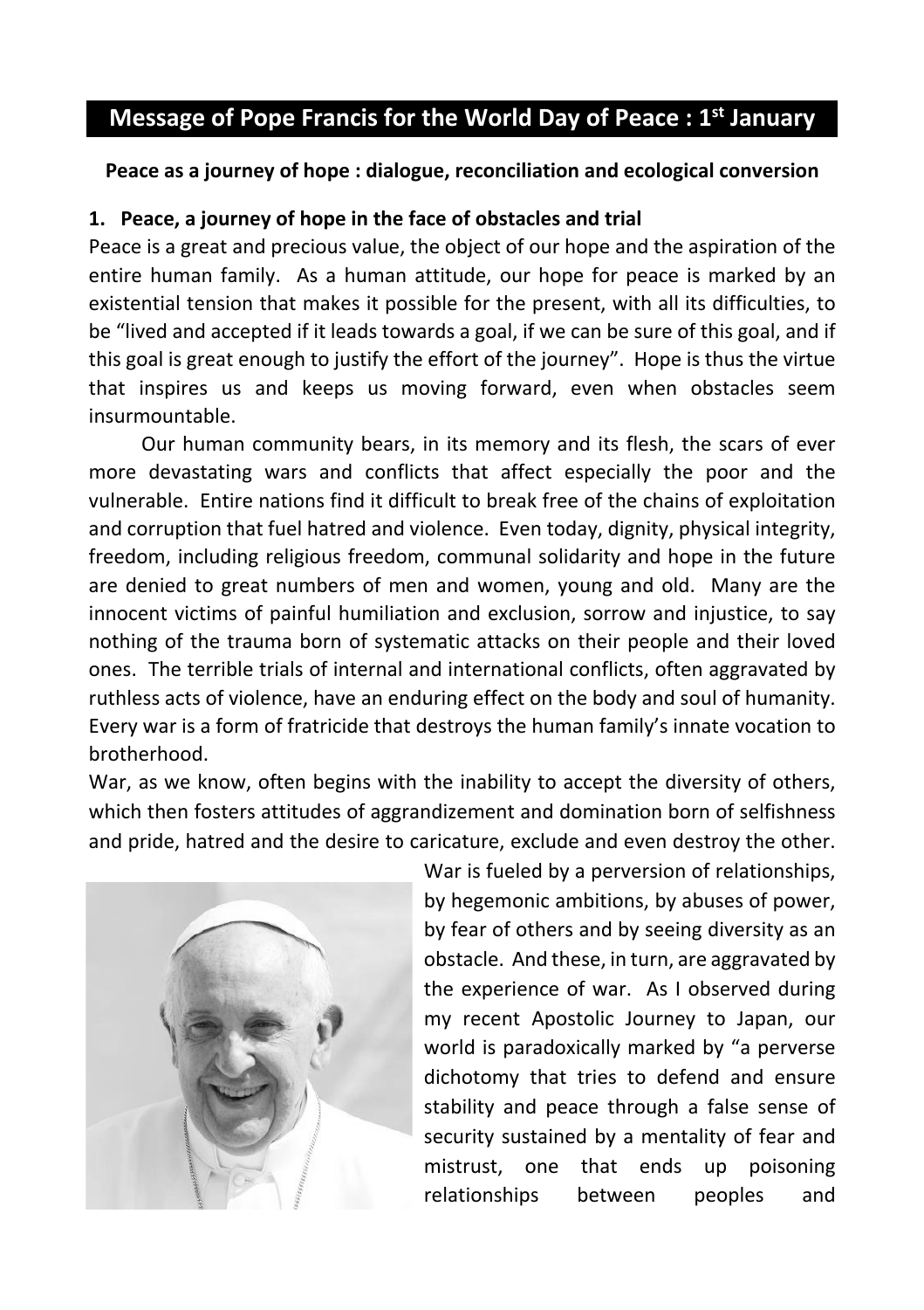# Message of Pope Francis for the World Day of Peace : 1st January

**Peace as a journey of hope : dialogue, reconciliation and ecological conversion**

## 1. Peace, a journey of hope in the face of obstacles and trial

Peace is a great and precious value, the object of our hope and the aspiration of the entire human family. As a human attitude, our hope for peace is marked by an existential tension that makes it possible for the present, with all its difficulties, to be "lived and accepted if it leads towards a goal, if we can be sure of this goal, and if this goal is great enough to justify the effort of the journey". Hope is thus the virtue that inspires us and keeps us moving forward, even when obstacles seem insurmountable.

Our human community bears, in its memory and its flesh, the scars of ever more devastating wars and conflicts that affect especially the poor and the vulnerable. Entire nations find it difficult to break free of the chains of exploitation and corruption that fuel hatred and violence. Even today, dignity, physical integrity, freedom, including religious freedom, communal solidarity and hope in the future are denied to great numbers of men and women, young and old. Many are the innocent victims of painful humiliation and exclusion, sorrow and injustice, to say nothing of the trauma born of systematic attacks on their people and their loved ones. The terrible trials of internal and international conflicts, often aggravated by ruthless acts of violence, have an enduring effect on the body and soul of humanity. Every war is a form of fratricide that destroys the human family's innate vocation to brotherhood.

War, as we know, often begins with the inability to accept the diversity of others, which then fosters attitudes of aggrandizement and domination born of selfishness and pride, hatred and the desire to caricature, exclude and even destroy the other. War is fueled by a perversion of relationships, by hegemonic ambitions, by abuses of power, by fear of others and by seeing diversity as an obstacle. And these, in turn, are aggravated by the experience of war. As I observed during my recent Apostolic Journey to Japan, our world is paradoxically marked by "a perverse dichotomy that tries to defend and ensure stability and peace through a false sense of security sustained by a mentality of fear and mistrust, one that ends up poisoning relationships between peoples and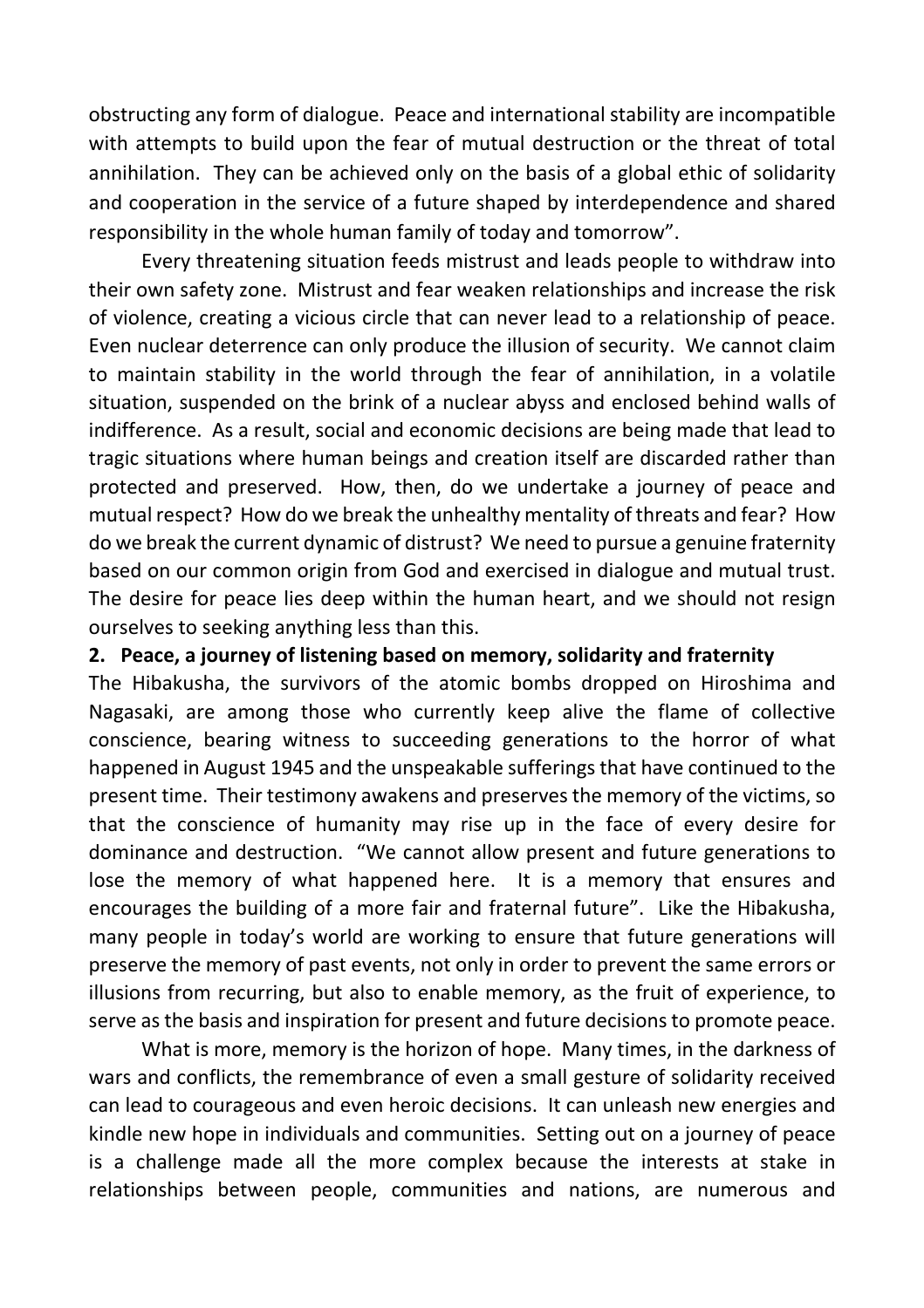obstructing any form of dialogue. Peace and international stability are incompatible with attempts to build upon the fear of mutual destruction or the threat of total annihilation. They can be achieved only on the basis of a global ethic of solidarity and cooperation in the service of a future shaped by interdependence and shared responsibility in the whole human family of today and tomorrow".

Every threatening situation feeds mistrust and leads people to withdraw into their own safety zone. Mistrust and fear weaken relationships and increase the risk of violence, creating a vicious circle that can never lead to a relationship of peace. Even nuclear deterrence can only produce the illusion of security. We cannot claim to maintain stability in the world through the fear of annihilation, in a volatile situation, suspended on the brink of a nuclear abyss and enclosed behind walls of indifference. As a result, social and economic decisions are being made that lead to tragic situations where human beings and creation itself are discarded rather than protected and preserved. How, then, do we undertake a journey of peace and mutual respect? How do we break the unhealthy mentality of threats and fear? How do we break the current dynamic of distrust? We need to pursue a genuine fraternity based on our common origin from God and exercised in dialogue and mutual trust. The desire for peace lies deep within the human heart, and we should not resign ourselves to seeking anything less than this.

## 2. Peace, a journey of listening based on memory, solidarity and fraternity

The Hibakusha, the survivors of the atomic bombs dropped on Hiroshima and Nagasaki, are among those who currently keep alive the flame of collective conscience, bearing witness to succeeding generations to the horror of what happened in August 1945 and the unspeakable sufferings that have continued to the present time. Their testimony awakens and preserves the memory of the victims, so that the conscience of humanity may rise up in the face of every desire for dominance and destruction. "We cannot allow present and future generations to lose the memory of what happened here. It is a memory that ensures and encourages the building of a more fair and fraternal future". Like the Hibakusha, many people in today's world are working to ensure that future generations will preserve the memory of past events, not only in order to prevent the same errors or illusions from recurring, but also to enable memory, as the fruit of experience, to serve as the basis and inspiration for present and future decisions to promote peace.

What is more, memory is the horizon of hope. Many times, in the darkness of wars and conflicts, the remembrance of even a small gesture of solidarity received can lead to courageous and even heroic decisions. It can unleash new energies and kindle new hope in individuals and communities. Setting out on a journey of peace is a challenge made all the more complex because the interests at stake in relationships between people, communities and nations, are numerous and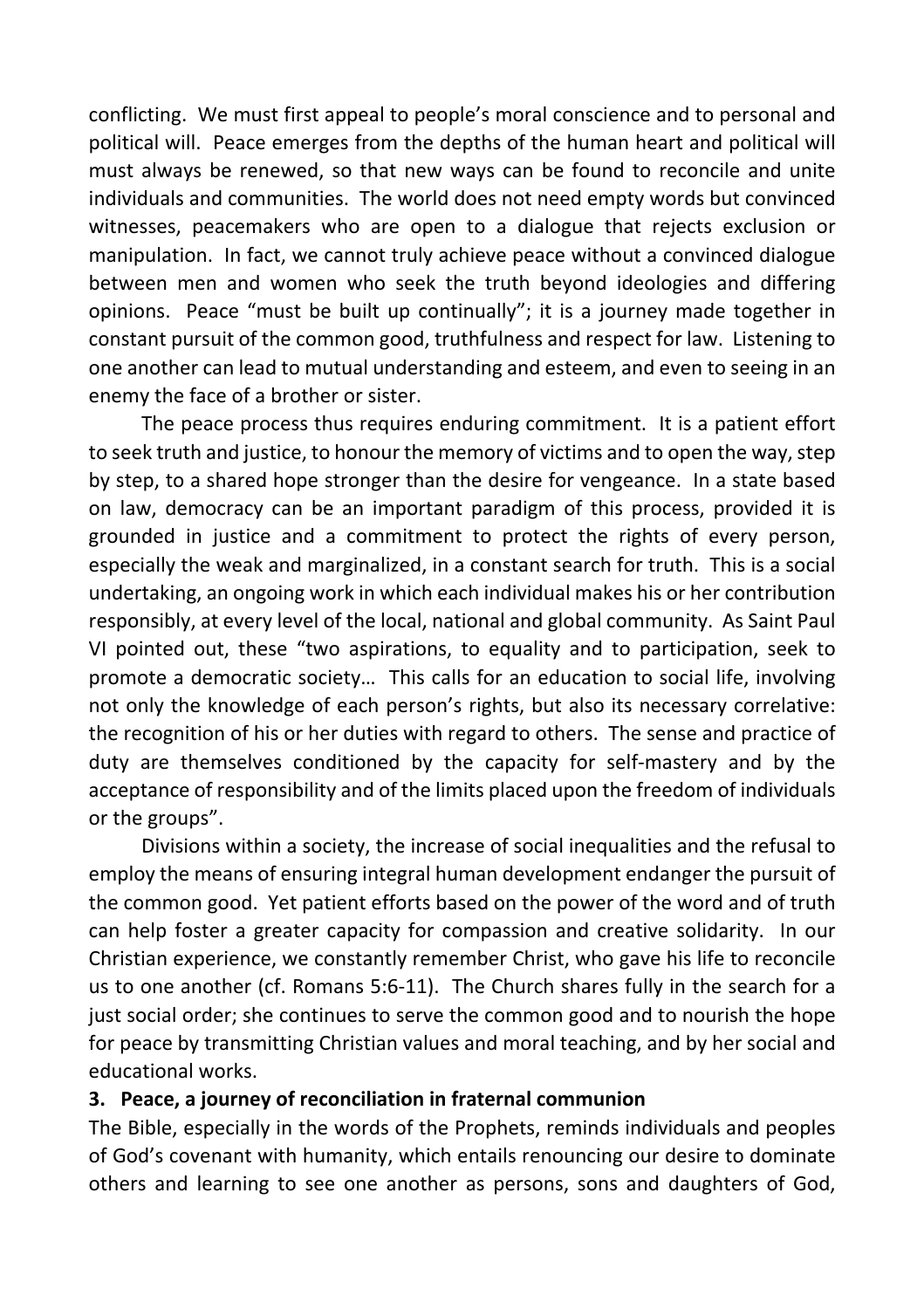conflicting. We must first appeal to people's moral conscience and to personal and political will. Peace emerges from the depths of the human heart and political will must always be renewed, so that new ways can be found to reconcile and unite individuals and communities. The world does not need empty words but convinced witnesses, peacemakers who are open to a dialogue that rejects exclusion or manipulation. In fact, we cannot truly achieve peace without a convinced dialogue between men and women who seek the truth beyond ideologies and differing opinions. Peace "must be built up continually"; it is a journey made together in constant pursuit of the common good, truthfulness and respect for law. Listening to one another can lead to mutual understanding and esteem, and even to seeing in an enemy the face of a brother or sister.

The peace process thus requires enduring commitment. It is a patient effort to seek truth and justice, to honour the memory of victims and to open the way, step by step, to a shared hope stronger than the desire for vengeance. In a state based on law, democracy can be an important paradigm of this process, provided it is grounded in justice and a commitment to protect the rights of every person, especially the weak and marginalized, in a constant search for truth. This is a social undertaking, an ongoing work in which each individual makes his or her contribution responsibly, at every level of the local, national and global community. As Saint Paul VI pointed out, these "two aspirations, to equality and to participation, seek to promote a democratic society… This calls for an education to social life, involving not only the knowledge of each person's rights, but also its necessary correlative: the recognition of his or her duties with regard to others. The sense and practice of duty are themselves conditioned by the capacity for self-mastery and by the acceptance of responsibility and of the limits placed upon the freedom of individuals or the groups".

Divisions within a society, the increase of social inequalities and the refusal to employ the means of ensuring integral human development endanger the pursuit of the common good. Yet patient efforts based on the power of the word and of truth can help foster a greater capacity for compassion and creative solidarity. In our Christian experience, we constantly remember Christ, who gave his life to reconcile us to one another (cf. Romans 5:6-11). The Church shares fully in the search for a just social order; she continues to serve the common good and to nourish the hope for peace by transmitting Christian values and moral teaching, and by her social and educational works.

**3. Peace, a journey of reconciliation in fraternal communion**

The Bible, especially in the words of the Prophets, reminds individuals and peoples of God's covenant with humanity, which entails renouncing our desire to dominate others and learning to see one another as persons, sons and daughters of God,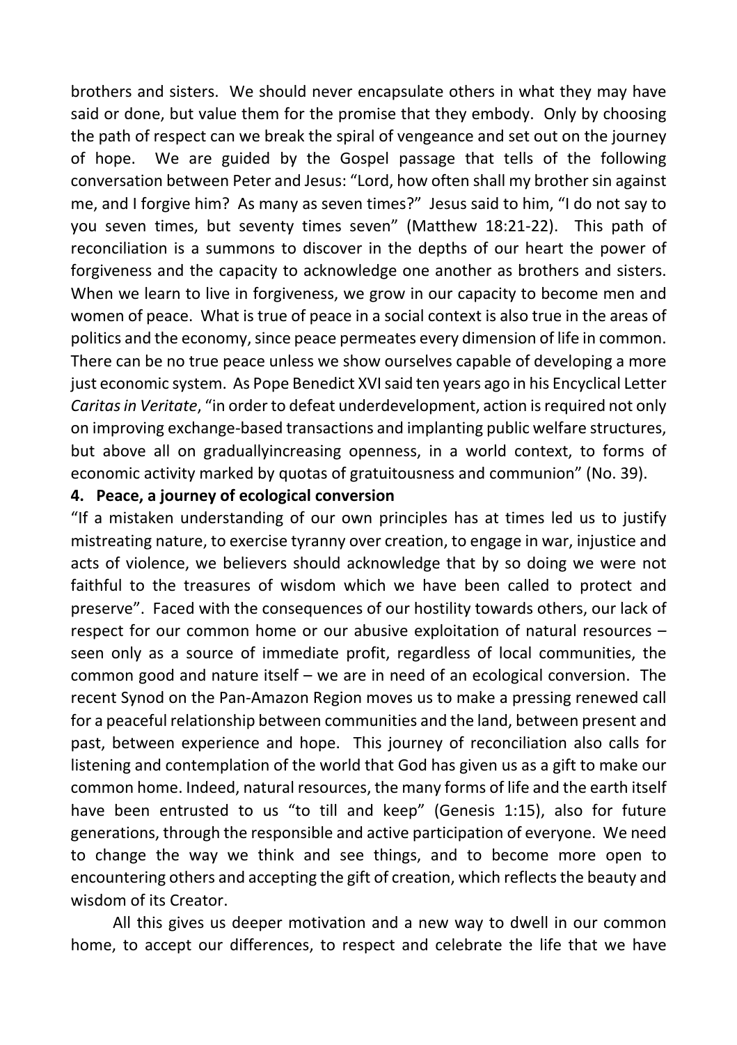brothers and sisters. We should never encapsulate others in what they may have said or done, but value them for the promise that they embody. Only by choosing the path of respect can we break the spiral of vengeance and set out on the journey of hope. We are guided by the Gospel passage that tells of the following conversation between Peter and Jesus: "Lord, how often shall my brother sin against me, and I forgive him? As many as seven times?" Jesus said to him, "I do not say to you seven times, but seventy times seven" (Matthew 18:21-22). This path of reconciliation is a summons to discover in the depths of our heart the power of forgiveness and the capacity to acknowledge one another as brothers and sisters. When we learn to live in forgiveness, we grow in our capacity to become men and women of peace. What is true of peace in a social context is also true in the areas of politics and the economy, since peace permeates every dimension of life in common. There can be no true peace unless we show ourselves capable of developing a more just economic system. As Pope Benedict XVI said ten years ago in his Encyclical Letter *Caritas in Veritate*, "in order to defeat underdevelopment, action is required not only on improving exchange-based transactions and implanting public welfare structures, but above all on graduallyincreasing openness, in a world context, to forms of economic activity marked by quotas of gratuitousness and communion" (No. 39).

**4. Peace, a journey of ecological conversion**

"If a mistaken understanding of our own principles has at times led us to justify mistreating nature, to exercise tyranny over creation, to engage in war, injustice and acts of violence, we believers should acknowledge that by so doing we were not faithful to the treasures of wisdom which we have been called to protect and preserve". Faced with the consequences of our hostility towards others, our lack of respect for our common home or our abusive exploitation of natural resources – seen only as a source of immediate profit, regardless of local communities, the common good and nature itself – we are in need of an ecological conversion. The recent Synod on the Pan-Amazon Region moves us to make a pressing renewed call for a peaceful relationship between communities and the land, between present and past, between experience and hope. This journey of reconciliation also calls for listening and contemplation of the world that God has given us as a gift to make our common home. Indeed, natural resources, the many forms of life and the earth itself have been entrusted to us "to till and keep" (Genesis 1:15), also for future generations, through the responsible and active participation of everyone. We need to change the way we think and see things, and to become more open to encountering others and accepting the gift of creation, which reflects the beauty and wisdom of its Creator.

All this gives us deeper motivation and a new way to dwell in our common home, to accept our differences, to respect and celebrate the life that we have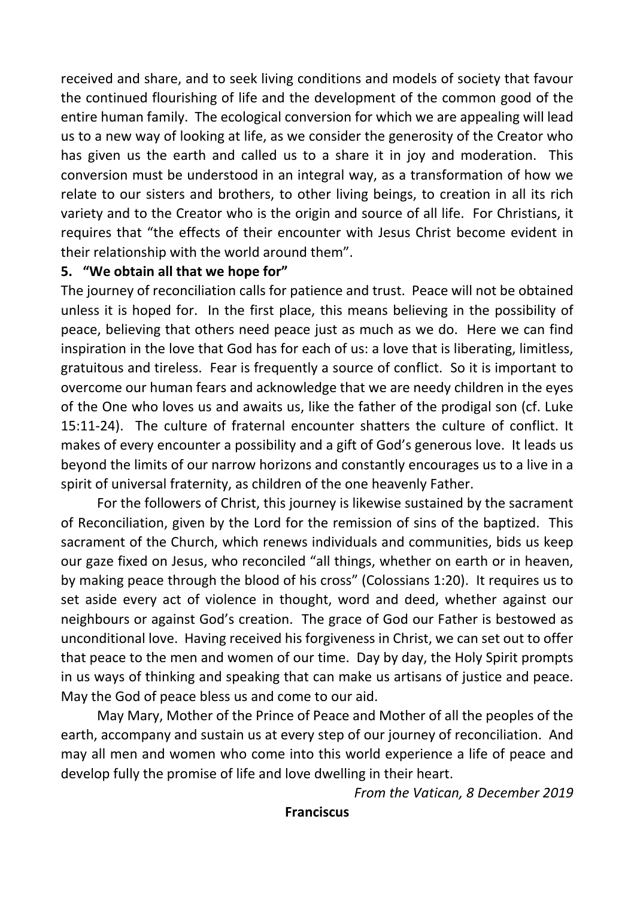received and share, and to seek living conditions and models of society that favour the continued flourishing of life and the development of the common good of the entire human family. The ecological conversion for which we are appealing will lead us to a new way of looking at life, as we consider the generosity of the Creator who has given us the earth and called us to a share it in joy and moderation. This conversion must be understood in an integral way, as a transformation of how we relate to our sisters and brothers, to other living beings, to creation in all its rich variety and to the Creator who is the origin and source of all life. For Christians, it requires that "the effects of their encounter with Jesus Christ become evident in their relationship with the world around them".

**5. "We obtain all that we hope for"**

The journey of reconciliation calls for patience and trust. Peace will not be obtained unless it is hoped for. In the first place, this means believing in the possibility of peace, believing that others need peace just as much as we do. Here we can find inspiration in the love that God has for each of us: a love that is liberating, limitless, gratuitous and tireless. Fear is frequently a source of conflict. So it is important to overcome our human fears and acknowledge that we are needy children in the eyes of the One who loves us and awaits us, like the father of the prodigal son (cf. Luke 15:11-24). The culture of fraternal encounter shatters the culture of conflict. It makes of every encounter a possibility and a gift of God's generous love. It leads us beyond the limits of our narrow horizons and constantly encourages us to a live in a spirit of universal fraternity, as children of the one heavenly Father.

For the followers of Christ, this journey is likewise sustained by the sacrament of Reconciliation, given by the Lord for the remission of sins of the baptized. This sacrament of the Church, which renews individuals and communities, bids us keep our gaze fixed on Jesus, who reconciled "all things, whether on earth or in heaven, by making peace through the blood of his cross" (Colossians 1:20). It requires us to set aside every act of violence in thought, word and deed, whether against our neighbours or against God's creation. The grace of God our Father is bestowed as unconditional love. Having received his forgiveness in Christ, we can set out to offer that peace to the men and women of our time. Day by day, the Holy Spirit prompts in us ways of thinking and speaking that can make us artisans of justice and peace. May the God of peace bless us and come to our aid.

May Mary, Mother of the Prince of Peace and Mother of all the peoples of the earth, accompany and sustain us at every step of our journey of reconciliation. And may all men and women who come into this world experience a life of peace and develop fully the promise of life and love dwelling in their heart.

*From the Vatican, 8 December 2019*

**Franciscus**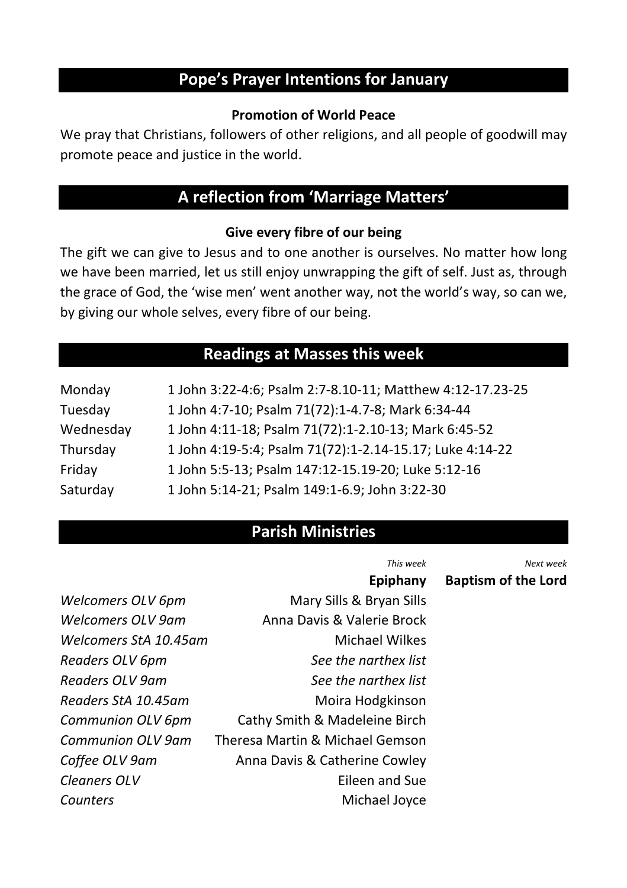## Pope's Prayer Intentions for January

**Promotion of World Peace**

We pray that Christians, followers of other religions, and all people of goodwill may promote peace and justice in the world.

## A reflection from 'Marriage Matters'

**Give every fibre of our being**

The gift we can give to Jesus and to one another is ourselves. No matter how long we have been married, let us still enjoy unwrapping the gift of self. Just as, through the grace of God, the 'wise men' went another way, not the world's way, so can we, by giving our whole selves, every fibre of our being.

## Readings at Masses this week

| | |
|---|---|
| Monday | 1 John 3:22-4:6; Psalm 2:7-8.10-11; Matthew 4:12-17.23-25 |
| Tuesday | 1 John 4:7-10; Psalm 71(72):1-4.7-8; Mark 6:34-44 |
| Wednesday | 1 John 4:11-18; Psalm 71(72):1-2.10-13; Mark 6:45-52 |
| Thursday | 1 John 4:19-5:4; Psalm 71(72):1-2.14-15.17; Luke 4:14-22 |
| Friday | 1 John 5:5-13; Psalm 147:12-15.19-20; Luke 5:12-16 |
| Saturday | 1 John 5:14-21; Psalm 149:1-6.9; John 3:22-30 |

## Parish Ministries

| | *This week* | *Next week* |
|---|---|---|
| | **Epiphany** | **Baptism of the Lord** |
| *Welcomers OLV 6pm* | Mary Sills & Bryan Sills | |
| *Welcomers OLV 9am* | Anna Davis & Valerie Brock | |
| *Welcomers StA 10.45am* | Michael Wilkes | |
| *Readers OLV 6pm* | *See the narthex list* | |
| *Readers OLV 9am* | *See the narthex list* | |
| *Readers StA 10.45am* | Moira Hodgkinson | |
| *Communion OLV 6pm* | Cathy Smith & Madeleine Birch | |
| *Communion OLV 9am* | Theresa Martin & Michael Gemson | |
| *Coffee OLV 9am* | Anna Davis & Catherine Cowley | |
| *Cleaners OLV* | Eileen and Sue | |
| *Counters* | Michael Joyce | |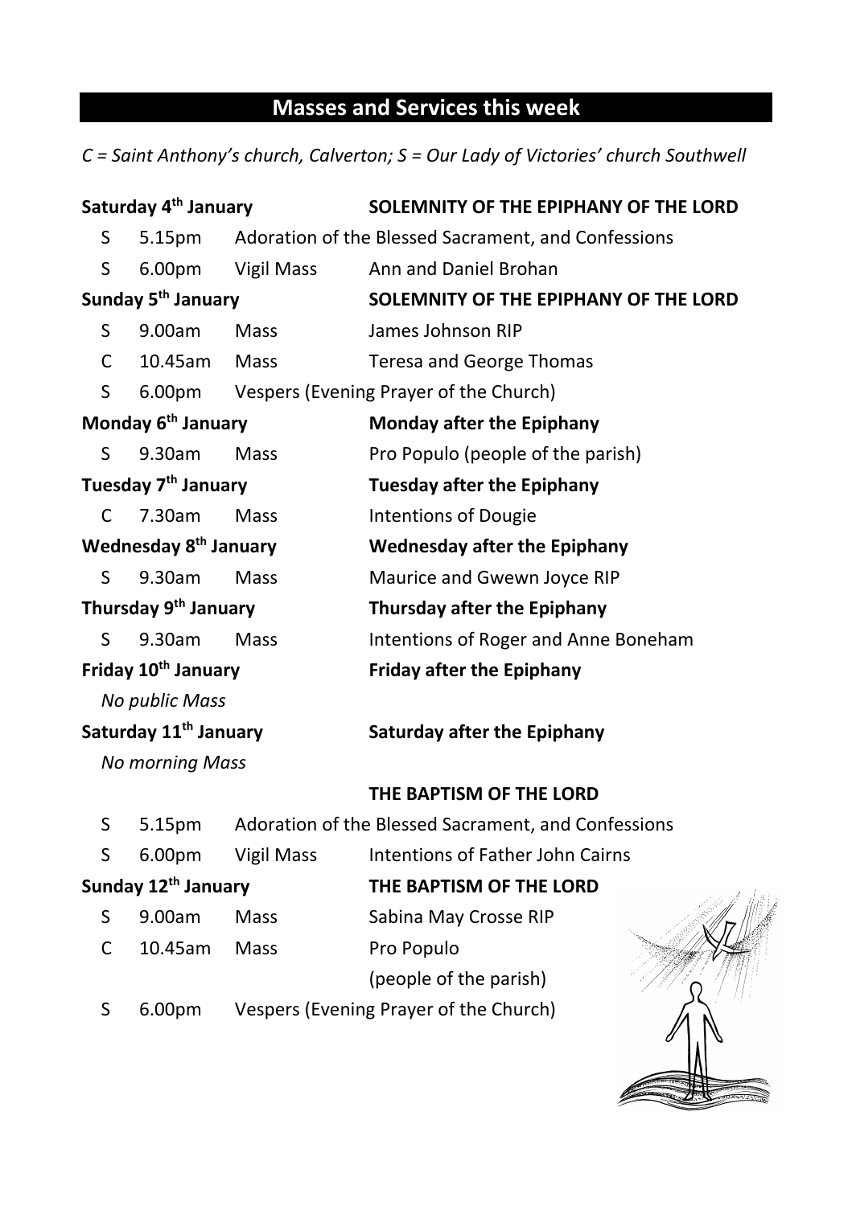## Masses and Services this week

*C = Saint Anthony's church, Calverton; S = Our Lady of Victories' church Southwell*

| | | | |
|---|---|---|---|
| **Saturday 4th January** | | | **SOLEMNITY OF THE EPIPHANY OF THE LORD** |
| S | 5.15pm | Adoration of the Blessed Sacrament, and Confessions | |
| S | 6.00pm | Vigil Mass | Ann and Daniel Brohan |
| **Sunday 5th January** | | | **SOLEMNITY OF THE EPIPHANY OF THE LORD** |
| S | 9.00am | Mass | James Johnson RIP |
| C | 10.45am | Mass | Teresa and George Thomas |
| S | 6.00pm | Vespers (Evening Prayer of the Church) | |
| **Monday 6th January** | | | **Monday after the Epiphany** |
| S | 9.30am | Mass | Pro Populo (people of the parish) |
| **Tuesday 7th January** | | | **Tuesday after the Epiphany** |
| C | 7.30am | Mass | Intentions of Dougie |
| **Wednesday 8th January** | | | **Wednesday after the Epiphany** |
| S | 9.30am | Mass | Maurice and Gwewn Joyce RIP |
| **Thursday 9th January** | | | **Thursday after the Epiphany** |
| S | 9.30am | Mass | Intentions of Roger and Anne Boneham |
| **Friday 10th January** | | | **Friday after the Epiphany** |
| *No public Mass* | | | |
| **Saturday 11th January** | | | **Saturday after the Epiphany** |
| *No morning Mass* | | | |
| | | | **THE BAPTISM OF THE LORD** |
| S | 5.15pm | Adoration of the Blessed Sacrament, and Confessions | |
| S | 6.00pm | Vigil Mass | Intentions of Father John Cairns |
| **Sunday 12th January** | | | **THE BAPTISM OF THE LORD** |
| S | 9.00am | Mass | Sabina May Crosse RIP |
| C | 10.45am | Mass | Pro Populo (people of the parish) |
| S | 6.00pm | Vespers (Evening Prayer of the Church) | |